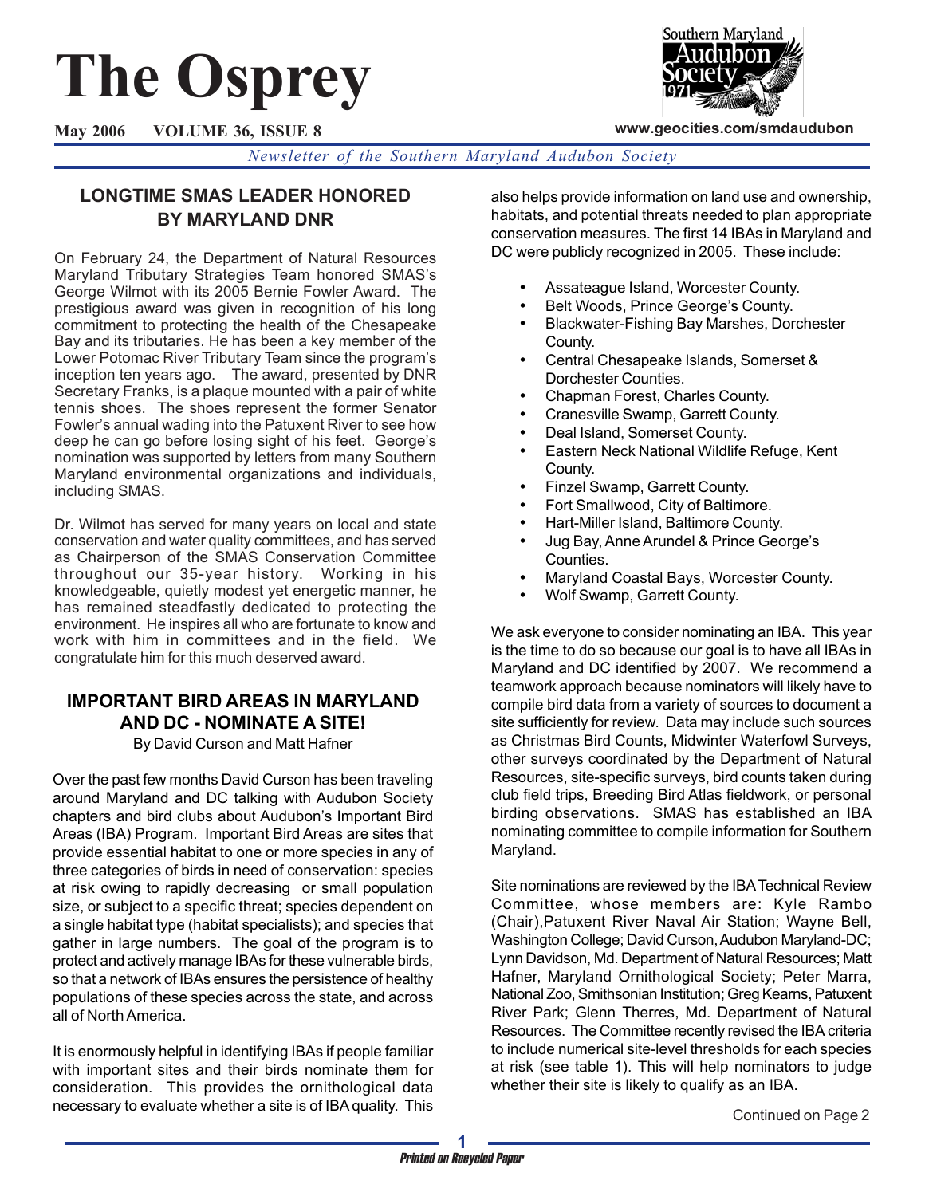# The Osprey

**May 2006 VOLUME 36, ISSUE 8**

www.geocities.com/smdaudubon

*Newsletter of the Southern Maryland Audubon Society*

## LONGTIME SMAS LEADER HONORED BY MARYLAND DNR

On February 24, the Department of Natural Resources Maryland Tributary Strategies Team honored SMAS's George Wilmot with its 2005 Bernie Fowler Award. The prestigious award was given in recognition of his long commitment to protecting the health of the Chesapeake Bay and its tributaries. He has been a key member of the Lower Potomac River Tributary Team since the program's inception ten years ago. The award, presented by DNR Secretary Franks, is a plaque mounted with a pair of white tennis shoes. The shoes represent the former Senator Fowler's annual wading into the Patuxent River to see how deep he can go before losing sight of his feet. George's nomination was supported by letters from many Southern Maryland environmental organizations and individuals, including SMAS.

Dr. Wilmot has served for many years on local and state conservation and water quality committees, and has served as Chairperson of the SMAS Conservation Committee throughout our 35-year history. Working in his knowledgeable, quietly modest yet energetic manner, he has remained steadfastly dedicated to protecting the environment. He inspires all who are fortunate to know and work with him in committees and in the field. We congratulate him for this much deserved award.

## IMPORTANT BIRD AREAS IN MARYLAND AND DC - NOMINATE A SITE!

By David Curson and Matt Hafner

Over the past few months David Curson has been traveling around Maryland and DC talking with Audubon Society chapters and bird clubs about Audubon's Important Bird Areas (IBA) Program. Important Bird Areas are sites that provide essential habitat to one or more species in any of three categories of birds in need of conservation: species at risk owing to rapidly decreasing or small population size, or subject to a specific threat; species dependent on a single habitat type (habitat specialists); and species that gather in large numbers. The goal of the program is to protect and actively manage IBAs for these vulnerable birds, so that a network of IBAs ensures the persistence of healthy populations of these species across the state, and across all of North America.

It is enormously helpful in identifying IBAs if people familiar with important sites and their birds nominate them for consideration. This provides the ornithological data necessary to evaluate whether a site is of IBA quality. This also helps provide information on land use and ownership, habitats, and potential threats needed to plan appropriate conservation measures. The first 14 IBAs in Maryland and DC were publicly recognized in 2005. These include:

- Assateague Island, Worcester County.
- Belt Woods, Prince George's County.
- Blackwater-Fishing Bay Marshes, Dorchester County.
- Central Chesapeake Islands, Somerset & Dorchester Counties.
- Chapman Forest, Charles County.
- Cranesville Swamp, Garrett County.
- Deal Island, Somerset County.
- Eastern Neck National Wildlife Refuge, Kent County.
- Finzel Swamp, Garrett County.
- Fort Smallwood, City of Baltimore.
- Hart-Miller Island, Baltimore County.
- Jug Bay, Anne Arundel & Prince George's Counties.
- Maryland Coastal Bays, Worcester County.
- Wolf Swamp, Garrett County.

We ask everyone to consider nominating an IBA. This year is the time to do so because our goal is to have all IBAs in Maryland and DC identified by 2007. We recommend a teamwork approach because nominators will likely have to compile bird data from a variety of sources to document a site sufficiently for review. Data may include such sources as Christmas Bird Counts, Midwinter Waterfowl Surveys, other surveys coordinated by the Department of Natural Resources, site-specific surveys, bird counts taken during club field trips, Breeding Bird Atlas fieldwork, or personal birding observations. SMAS has established an IBA nominating committee to compile information for Southern Maryland.

Site nominations are reviewed by the IBA Technical Review Committee, whose members are: Kyle Rambo (Chair),Patuxent River Naval Air Station; Wayne Bell, Washington College; David Curson, Audubon Maryland-DC; Lynn Davidson, Md. Department of Natural Resources; Matt Hafner, Maryland Ornithological Society; Peter Marra, National Zoo, Smithsonian Institution; Greg Kearns, Patuxent River Park; Glenn Therres, Md. Department of Natural Resources. The Committee recently revised the IBA criteria to include numerical site-level thresholds for each species at risk (see table 1). This will help nominators to judge whether their site is likely to qualify as an IBA.

Continued on Page 2

*Printed on Recycled Paper*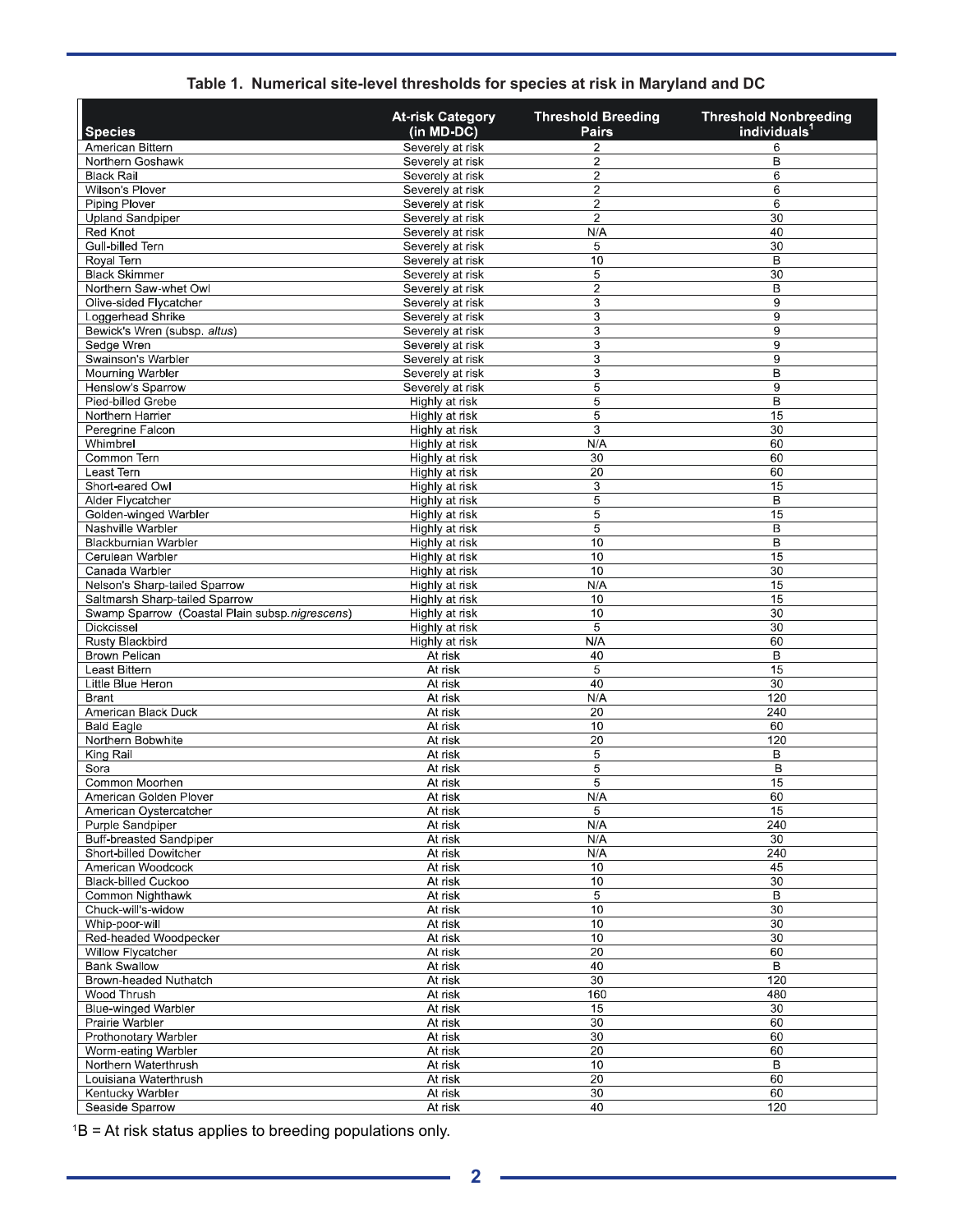**Table 1. Numerical site-level thresholds for species at risk in Maryland and DC**

| Species | At-risk Category (in MD-DC) | Threshold Breeding Pairs | Threshold Nonbreeding individuals[1] |
|---|---|---|---|
| American Bittern | Severely at risk | 2 | 6 |
| Northern Goshawk | Severely at risk | 2 | B |
| Black Rail | Severely at risk | 2 | 6 |
| Wilson's Plover | Severely at risk | 2 | 6 |
| Piping Plover | Severely at risk | 2 | 6 |
| Upland Sandpiper | Severely at risk | 2 | 30 |
| Red Knot | Severely at risk | N/A | 40 |
| Gull-billed Tern | Severely at risk | 5 | 30 |
| Royal Tern | Severely at risk | 10 | B |
| Black Skimmer | Severely at risk | 5 | 30 |
| Northern Saw-whet Owl | Severely at risk | 2 | B |
| Olive-sided Flycatcher | Severely at risk | 3 | 9 |
| Loggerhead Shrike | Severely at risk | 3 | 9 |
| Bewick's Wren (subsp. *altus*) | Severely at risk | 3 | 9 |
| Sedge Wren | Severely at risk | 3 | 9 |
| Swainson's Warbler | Severely at risk | 3 | 9 |
| Mourning Warbler | Severely at risk | 3 | B |
| Henslow's Sparrow | Severely at risk | 5 | 9 |
| Pied-billed Grebe | Highly at risk | 5 | B |
| Northern Harrier | Highly at risk | 5 | 15 |
| Peregrine Falcon | Highly at risk | 3 | 30 |
| Whimbrel | Highly at risk | N/A | 60 |
| Common Tern | Highly at risk | 30 | 60 |
| Least Tern | Highly at risk | 20 | 60 |
| Short-eared Owl | Highly at risk | 3 | 15 |
| Alder Flycatcher | Highly at risk | 5 | B |
| Golden-winged Warbler | Highly at risk | 5 | 15 |
| Nashville Warbler | Highly at risk | 5 | B |
| Blackburnian Warbler | Highly at risk | 10 | B |
| Cerulean Warbler | Highly at risk | 10 | 15 |
| Canada Warbler | Highly at risk | 10 | 30 |
| Nelson's Sharp-tailed Sparrow | Highly at risk | N/A | 15 |
| Saltmarsh Sharp-tailed Sparrow | Highly at risk | 10 | 15 |
| Swamp Sparrow (Coastal Plain subsp. *nigrescens*) | Highly at risk | 10 | 30 |
| Dickcissel | Highly at risk | 5 | 30 |
| Rusty Blackbird | Highly at risk | N/A | 60 |
| Brown Pelican | At risk | 40 | B |
| Least Bittern | At risk | 5 | 15 |
| Little Blue Heron | At risk | 40 | 30 |
| Brant | At risk | N/A | 120 |
| American Black Duck | At risk | 20 | 240 |
| Bald Eagle | At risk | 10 | 60 |
| Northern Bobwhite | At risk | 20 | 120 |
| King Rail | At risk | 5 | B |
| Sora | At risk | 5 | B |
| Common Moorhen | At risk | 5 | 15 |
| American Golden Plover | At risk | N/A | 60 |
| American Oystercatcher | At risk | 5 | 15 |
| Purple Sandpiper | At risk | N/A | 240 |
| Buff-breasted Sandpiper | At risk | N/A | 30 |
| Short-billed Dowitcher | At risk | N/A | 240 |
| American Woodcock | At risk | 10 | 45 |
| Black-billed Cuckoo | At risk | 10 | 30 |
| Common Nighthawk | At risk | 5 | B |
| Chuck-will's-widow | At risk | 10 | 30 |
| Whip-poor-will | At risk | 10 | 30 |
| Red-headed Woodpecker | At risk | 10 | 30 |
| Willow Flycatcher | At risk | 20 | 60 |
| Bank Swallow | At risk | 40 | B |
| Brown-headed Nuthatch | At risk | 30 | 120 |
| Wood Thrush | At risk | 160 | 480 |
| Blue-winged Warbler | At risk | 15 | 30 |
| Prairie Warbler | At risk | 30 | 60 |
| Prothonotary Warbler | At risk | 30 | 60 |
| Worm-eating Warbler | At risk | 20 | 60 |
| Northern Waterthrush | At risk | 10 | B |
| Louisiana Waterthrush | At risk | 20 | 60 |
| Kentucky Warbler | At risk | 30 | 60 |
| Seaside Sparrow | At risk | 40 | 120 |

[1]B = At risk status applies to breeding populations only.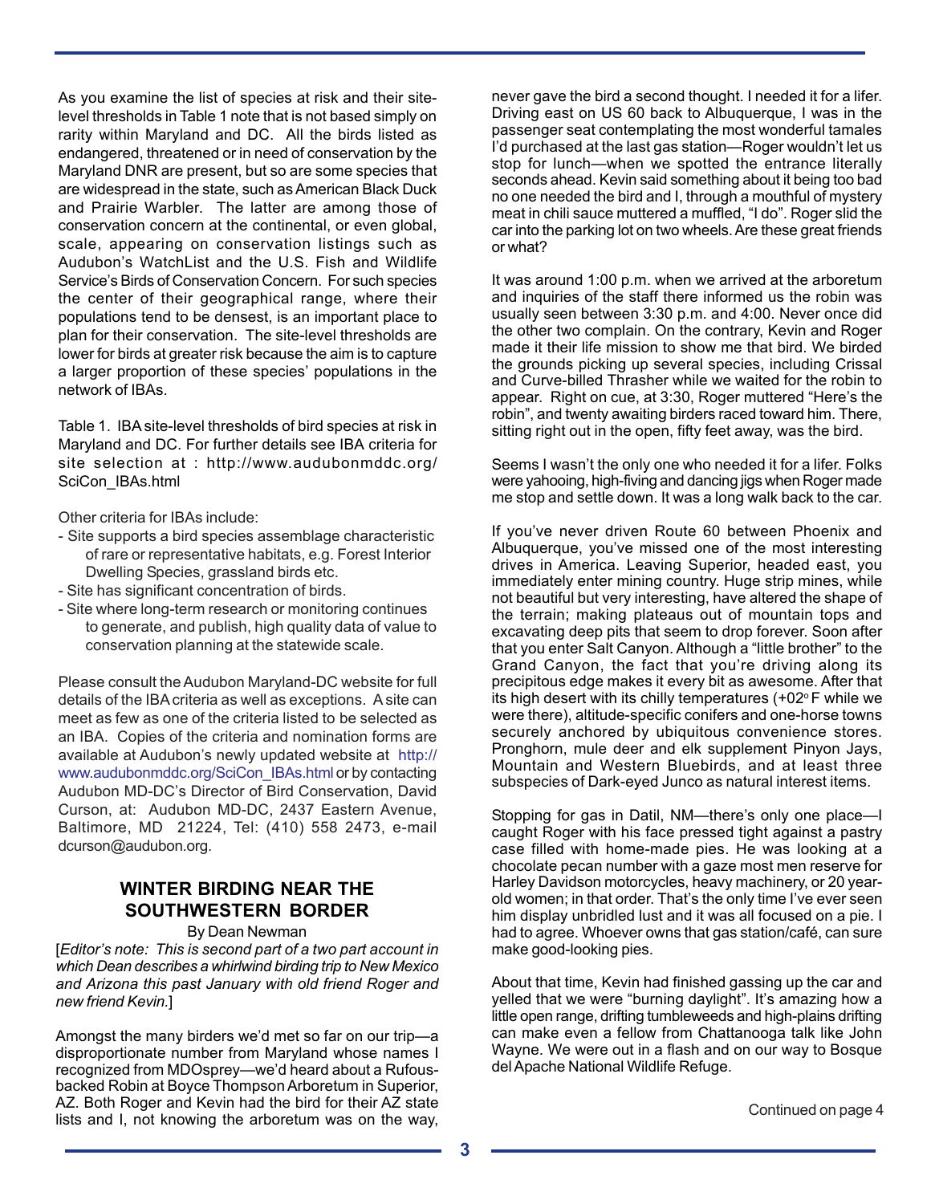As you examine the list of species at risk and their site-level thresholds in Table 1 note that is not based simply on rarity within Maryland and DC. All the birds listed as endangered, threatened or in need of conservation by the Maryland DNR are present, but so are some species that are widespread in the state, such as American Black Duck and Prairie Warbler. The latter are among those of conservation concern at the continental, or even global, scale, appearing on conservation listings such as Audubon's WatchList and the U.S. Fish and Wildlife Service's Birds of Conservation Concern. For such species the center of their geographical range, where their populations tend to be densest, is an important place to plan for their conservation. The site-level thresholds are lower for birds at greater risk because the aim is to capture a larger proportion of these species' populations in the network of IBAs.

Table 1. IBA site-level thresholds of bird species at risk in Maryland and DC. For further details see IBA criteria for site selection at : http://www.audubonmddc.org/SciCon_IBAs.html

Other criteria for IBAs include:

- Site supports a bird species assemblage characteristic of rare or representative habitats, e.g. Forest Interior Dwelling Species, grassland birds etc.
- Site has significant concentration of birds.
- Site where long-term research or monitoring continues to generate, and publish, high quality data of value to conservation planning at the statewide scale.

Please consult the Audubon Maryland-DC website for full details of the IBA criteria as well as exceptions. A site can meet as few as one of the criteria listed to be selected as an IBA. Copies of the criteria and nomination forms are available at Audubon's newly updated website at http://www.audubonmddc.org/SciCon_IBAs.html or by contacting Audubon MD-DC's Director of Bird Conservation, David Curson, at: Audubon MD-DC, 2437 Eastern Avenue, Baltimore, MD 21224, Tel: (410) 558 2473, e-mail dcurson@audubon.org.

## WINTER BIRDING NEAR THE SOUTHWESTERN BORDER

By Dean Newman

[*Editor's note: This is second part of a two part account in which Dean describes a whirlwind birding trip to New Mexico and Arizona this past January with old friend Roger and new friend Kevin.*]

Amongst the many birders we'd met so far on our trip—a disproportionate number from Maryland whose names I recognized from MDOsprey—we'd heard about a Rufous-backed Robin at Boyce Thompson Arboretum in Superior, AZ. Both Roger and Kevin had the bird for their AZ state lists and I, not knowing the arboretum was on the way, never gave the bird a second thought. I needed it for a lifer. Driving east on US 60 back to Albuquerque, I was in the passenger seat contemplating the most wonderful tamales I'd purchased at the last gas station—Roger wouldn't let us stop for lunch—when we spotted the entrance literally seconds ahead. Kevin said something about it being too bad no one needed the bird and I, through a mouthful of mystery meat in chili sauce muttered a muffled, "I do". Roger slid the car into the parking lot on two wheels. Are these great friends or what?

It was around 1:00 p.m. when we arrived at the arboretum and inquiries of the staff there informed us the robin was usually seen between 3:30 p.m. and 4:00. Never once did the other two complain. On the contrary, Kevin and Roger made it their life mission to show me that bird. We birded the grounds picking up several species, including Crissal and Curve-billed Thrasher while we waited for the robin to appear. Right on cue, at 3:30, Roger muttered "Here's the robin", and twenty awaiting birders raced toward him. There, sitting right out in the open, fifty feet away, was the bird.

Seems I wasn't the only one who needed it for a lifer. Folks were yahooing, high-fiving and dancing jigs when Roger made me stop and settle down. It was a long walk back to the car.

If you've never driven Route 60 between Phoenix and Albuquerque, you've missed one of the most interesting drives in America. Leaving Superior, headed east, you immediately enter mining country. Huge strip mines, while not beautiful but very interesting, have altered the shape of the terrain; making plateaus out of mountain tops and excavating deep pits that seem to drop forever. Soon after that you enter Salt Canyon. Although a "little brother" to the Grand Canyon, the fact that you're driving along its precipitous edge makes it every bit as awesome. After that its high desert with its chilly temperatures (+02° F while we were there), altitude-specific conifers and one-horse towns securely anchored by ubiquitous convenience stores. Pronghorn, mule deer and elk supplement Pinyon Jays, Mountain and Western Bluebirds, and at least three subspecies of Dark-eyed Junco as natural interest items.

Stopping for gas in Datil, NM—there's only one place—I caught Roger with his face pressed tight against a pastry case filled with home-made pies. He was looking at a chocolate pecan number with a gaze most men reserve for Harley Davidson motorcycles, heavy machinery, or 20 year-old women; in that order. That's the only time I've ever seen him display unbridled lust and it was all focused on a pie. I had to agree. Whoever owns that gas station/café, can sure make good-looking pies.

About that time, Kevin had finished gassing up the car and yelled that we were "burning daylight". It's amazing how a little open range, drifting tumbleweeds and high-plains drifting can make even a fellow from Chattanooga talk like John Wayne. We were out in a flash and on our way to Bosque del Apache National Wildlife Refuge.

Continued on page 4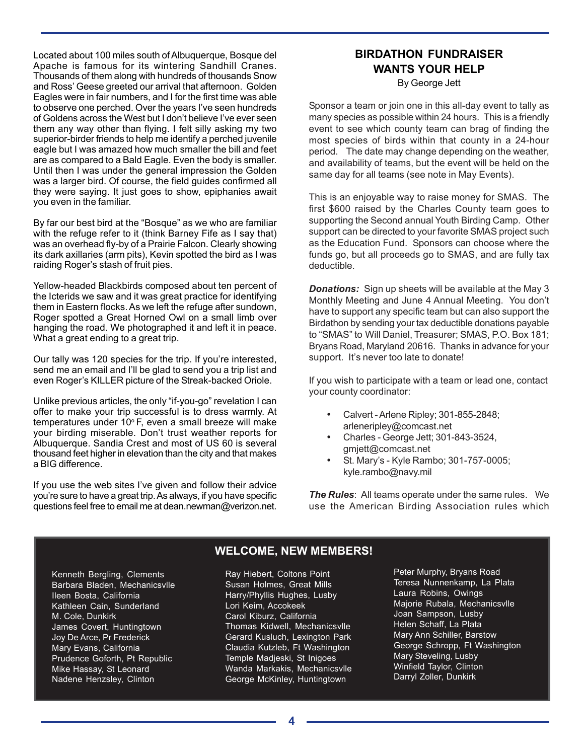Located about 100 miles south of Albuquerque, Bosque del Apache is famous for its wintering Sandhill Cranes. Thousands of them along with hundreds of thousands Snow and Ross' Geese greeted our arrival that afternoon. Golden Eagles were in fair numbers, and I for the first time was able to observe one perched. Over the years I've seen hundreds of Goldens across the West but I don't believe I've ever seen them any way other than flying. I felt silly asking my two superior-birder friends to help me identify a perched juvenile eagle but I was amazed how much smaller the bill and feet are as compared to a Bald Eagle. Even the body is smaller. Until then I was under the general impression the Golden was a larger bird. Of course, the field guides confirmed all they were saying. It just goes to show, epiphanies await you even in the familiar.

By far our best bird at the "Bosque" as we who are familiar with the refuge refer to it (think Barney Fife as I say that) was an overhead fly-by of a Prairie Falcon. Clearly showing its dark axillaries (arm pits), Kevin spotted the bird as I was raiding Roger's stash of fruit pies.

Yellow-headed Blackbirds composed about ten percent of the Icterids we saw and it was great practice for identifying them in Eastern flocks. As we left the refuge after sundown, Roger spotted a Great Horned Owl on a small limb over hanging the road. We photographed it and left it in peace. What a great ending to a great trip.

Our tally was 120 species for the trip. If you're interested, send me an email and I'll be glad to send you a trip list and even Roger's KILLER picture of the Streak-backed Oriole.

Unlike previous articles, the only "if-you-go" revelation I can offer to make your trip successful is to dress warmly. At temperatures under 10° F, even a small breeze will make your birding miserable. Don't trust weather reports for Albuquerque. Sandia Crest and most of US 60 is several thousand feet higher in elevation than the city and that makes a BIG difference.

If you use the web sites I've given and follow their advice you're sure to have a great trip. As always, if you have specific questions feel free to email me at dean.newman@verizon.net.

## BIRDATHON FUNDRAISER WANTS YOUR HELP

By George Jett

Sponsor a team or join one in this all-day event to tally as many species as possible within 24 hours. This is a friendly event to see which county team can brag of finding the most species of birds within that county in a 24-hour period. The date may change depending on the weather, and availability of teams, but the event will be held on the same day for all teams (see note in May Events).

This is an enjoyable way to raise money for SMAS. The first $600 raised by the Charles County team goes to supporting the Second annual Youth Birding Camp. Other support can be directed to your favorite SMAS project such as the Education Fund. Sponsors can choose where the funds go, but all proceeds go to SMAS, and are fully tax deductible.

***Donations:*** Sign up sheets will be available at the May 3 Monthly Meeting and June 4 Annual Meeting. You don't have to support any specific team but can also support the Birdathon by sending your tax deductible donations payable to "SMAS" to Will Daniel, Treasurer; SMAS, P.O. Box 181; Bryans Road, Maryland 20616. Thanks in advance for your support. It's never too late to donate!

If you wish to participate with a team or lead one, contact your county coordinator:

- Calvert - Arlene Ripley; 301-855-2848; arleneripley@comcast.net
- Charles - George Jett; 301-843-3524, gmjett@comcast.net
- St. Mary's - Kyle Rambo; 301-757-0005; kyle.rambo@navy.mil

***The Rules***: All teams operate under the same rules. We use the American Birding Association rules which

## WELCOME, NEW MEMBERS!

Kenneth Bergling, Clements
Barbara Bladen, Mechanicsvlle
Ileen Bosta, California
Kathleen Cain, Sunderland
M. Cole, Dunkirk
James Covert, Huntingtown
Joy De Arce, Pr Frederick
Mary Evans, California
Prudence Goforth, Pt Republic
Mike Hassay, St Leonard
Nadene Henzsley, Clinton
Ray Hiebert, Coltons Point
Susan Holmes, Great Mills
Harry/Phyllis Hughes, Lusby
Lori Keim, Accokeek
Carol Kiburz, California
Thomas Kidwell, Mechanicsvlle
Gerard Kusluch, Lexington Park
Claudia Kutzleb, Ft Washington
Temple Madjeski, St Inigoes
Wanda Markakis, Mechanicsvlle
George McKinley, Huntingtown
Peter Murphy, Bryans Road
Teresa Nunnenkamp, La Plata
Laura Robins, Owings
Majorie Rubala, Mechanicsvlle
Joan Sampson, Lusby
Helen Schaff, La Plata
Mary Ann Schiller, Barstow
George Schropp, Ft Washington
Mary Steveling, Lusby
Winfield Taylor, Clinton
Darryl Zoller, Dunkirk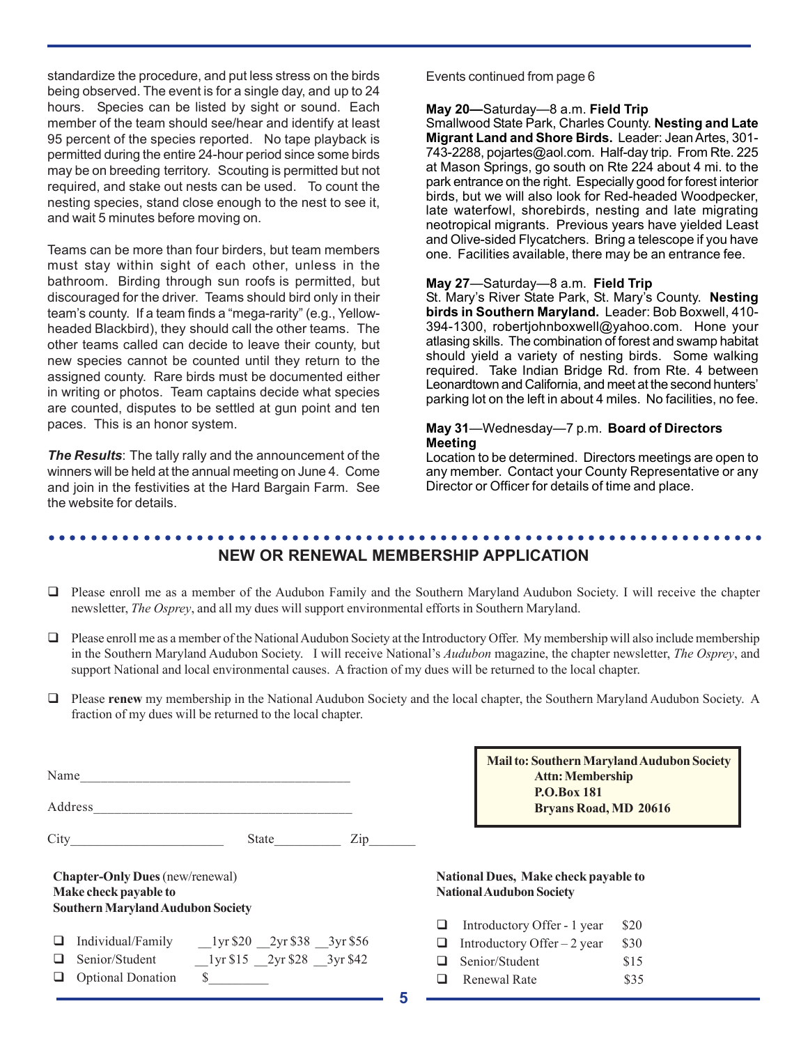standardize the procedure, and put less stress on the birds being observed. The event is for a single day, and up to 24 hours. Species can be listed by sight or sound. Each member of the team should see/hear and identify at least 95 percent of the species reported. No tape playback is permitted during the entire 24-hour period since some birds may be on breeding territory. Scouting is permitted but not required, and stake out nests can be used. To count the nesting species, stand close enough to the nest to see it, and wait 5 minutes before moving on.

Teams can be more than four birders, but team members must stay within sight of each other, unless in the bathroom. Birding through sun roofs is permitted, but discouraged for the driver. Teams should bird only in their team's county. If a team finds a "mega-rarity" (e.g., Yellow-headed Blackbird), they should call the other teams. The other teams called can decide to leave their county, but new species cannot be counted until they return to the assigned county. Rare birds must be documented either in writing or photos. Team captains decide what species are counted, disputes to be settled at gun point and ten paces. This is an honor system.

***The Results***: The tally rally and the announcement of the winners will be held at the annual meeting on June 4. Come and join in the festivities at the Hard Bargain Farm. See the website for details.

Events continued from page 6

**May 20—**Saturday—8 a.m. **Field Trip**
Smallwood State Park, Charles County. **Nesting and Late Migrant Land and Shore Birds.** Leader: Jean Artes, 301-743-2288, pojartes@aol.com. Half-day trip. From Rte. 225 at Mason Springs, go south on Rte 224 about 4 mi. to the park entrance on the right. Especially good for forest interior birds, but we will also look for Red-headed Woodpecker, late waterfowl, shorebirds, nesting and late migrating neotropical migrants. Previous years have yielded Least and Olive-sided Flycatchers. Bring a telescope if you have one. Facilities available, there may be an entrance fee.

**May 27**—Saturday—8 a.m. **Field Trip**
St. Mary's River State Park, St. Mary's County. **Nesting birds in Southern Maryland.** Leader: Bob Boxwell, 410-394-1300, robertjohnboxwell@yahoo.com. Hone your atlasing skills. The combination of forest and swamp habitat should yield a variety of nesting birds. Some walking required. Take Indian Bridge Rd. from Rte. 4 between Leonardtown and California, and meet at the second hunters' parking lot on the left in about 4 miles. No facilities, no fee.

**May 31**—Wednesday—7 p.m. **Board of Directors Meeting**
Location to be determined. Directors meetings are open to any member. Contact your County Representative or any Director or Officer for details of time and place.

## NEW OR RENEWAL MEMBERSHIP APPLICATION

❑ Please enroll me as a member of the Audubon Family and the Southern Maryland Audubon Society. I will receive the chapter newsletter, *The Osprey*, and all my dues will support environmental efforts in Southern Maryland.

❑ Please enroll me as a member of the National Audubon Society at the Introductory Offer. My membership will also include membership in the Southern Maryland Audubon Society. I will receive National's *Audubon* magazine, the chapter newsletter, *The Osprey*, and support National and local environmental causes. A fraction of my dues will be returned to the local chapter.

❑ Please **renew** my membership in the National Audubon Society and the local chapter, the Southern Maryland Audubon Society. A fraction of my dues will be returned to the local chapter.

Name_______________________________________

Address_____________________________________

City______________________ State__________ Zip_______

**Mail to: Southern Maryland Audubon Society**
**Attn: Membership**
**P.O.Box 181**
**Bryans Road, MD 20616**

**Chapter-Only Dues** (new/renewal)
**Make check payable to**
**Southern Maryland Audubon Society**

❑ Individual/Family __1yr $20 __2yr $38 __3yr $56
❑ Senior/Student __1yr $15 __2yr $28 __3yr $42
❑ Optional Donation $_________

**National Dues, Make check payable to National Audubon Society**

❑ Introductory Offer - 1 year $20
❑ Introductory Offer – 2 year $30
❑ Senior/Student $15
❑ Renewal Rate $35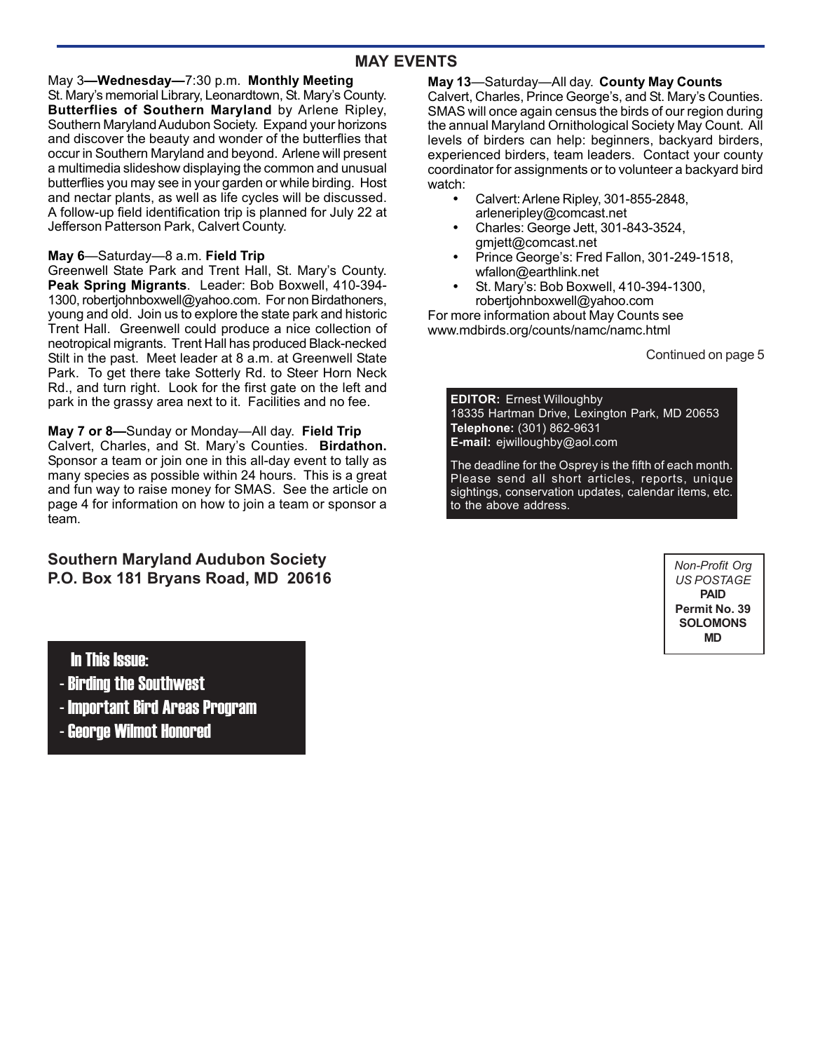## MAY EVENTS

May 3**—Wednesday—**7:30 p.m. **Monthly Meeting**
St. Mary's memorial Library, Leonardtown, St. Mary's County. **Butterflies of Southern Maryland** by Arlene Ripley, Southern Maryland Audubon Society. Expand your horizons and discover the beauty and wonder of the butterflies that occur in Southern Maryland and beyond. Arlene will present a multimedia slideshow displaying the common and unusual butterflies you may see in your garden or while birding. Host and nectar plants, as well as life cycles will be discussed. A follow-up field identification trip is planned for July 22 at Jefferson Patterson Park, Calvert County.

**May 6**—Saturday—8 a.m. **Field Trip**
Greenwell State Park and Trent Hall, St. Mary's County. **Peak Spring Migrants**. Leader: Bob Boxwell, 410-394-1300, robertjohnboxwell@yahoo.com. For non Birdathoners, young and old. Join us to explore the state park and historic Trent Hall. Greenwell could produce a nice collection of neotropical migrants. Trent Hall has produced Black-necked Stilt in the past. Meet leader at 8 a.m. at Greenwell State Park. To get there take Sotterly Rd. to Steer Horn Neck Rd., and turn right. Look for the first gate on the left and park in the grassy area next to it. Facilities and no fee.

**May 7 or 8—**Sunday or Monday—All day. **Field Trip**
Calvert, Charles, and St. Mary's Counties. **Birdathon.** Sponsor a team or join one in this all-day event to tally as many species as possible within 24 hours. This is a great and fun way to raise money for SMAS. See the article on page 4 for information on how to join a team or sponsor a team.

**May 13**—Saturday—All day. **County May Counts**
Calvert, Charles, Prince George's, and St. Mary's Counties. SMAS will once again census the birds of our region during the annual Maryland Ornithological Society May Count. All levels of birders can help: beginners, backyard birders, experienced birders, team leaders. Contact your county coordinator for assignments or to volunteer a backyard bird watch:

- Calvert: Arlene Ripley, 301-855-2848, arleneripley@comcast.net
- Charles: George Jett, 301-843-3524, gmjett@comcast.net
- Prince George's: Fred Fallon, 301-249-1518, wfallon@earthlink.net
- St. Mary's: Bob Boxwell, 410-394-1300, robertjohnboxwell@yahoo.com

For more information about May Counts see www.mdbirds.org/counts/namc/namc.html

Continued on page 5

**EDITOR:** Ernest Willoughby
18335 Hartman Drive, Lexington Park, MD 20653
**Telephone:** (301) 862-9631
**E-mail:** ejwilloughby@aol.com

The deadline for the Osprey is the fifth of each month. Please send all short articles, reports, unique sightings, conservation updates, calendar items, etc. to the above address.

**Southern Maryland Audubon Society**
**P.O. Box 181 Bryans Road, MD 20616**

*Non-Profit Org*
*US POSTAGE*
**PAID**
**Permit No. 39**
**SOLOMONS**
**MD**

**In This Issue:**
- Birding the Southwest
- Important Bird Areas Program
- George Wilmot Honored